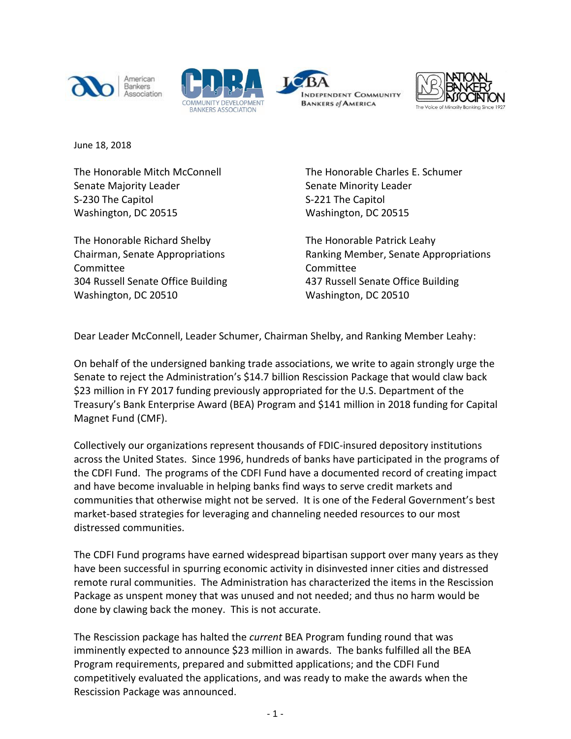June 18, 2018

The Honorable Mitch McConnell
Senate Majority Leader
S-230 The Capitol
Washington, DC 20515

The Honorable Charles E. Schumer
Senate Minority Leader
S-221 The Capitol
Washington, DC 20515

The Honorable Richard Shelby
Chairman, Senate Appropriations Committee
304 Russell Senate Office Building
Washington, DC 20510

The Honorable Patrick Leahy
Ranking Member, Senate Appropriations Committee
437 Russell Senate Office Building
Washington, DC 20510

Dear Leader McConnell, Leader Schumer, Chairman Shelby, and Ranking Member Leahy:

On behalf of the undersigned banking trade associations, we write to again strongly urge the Senate to reject the Administration's $14.7 billion Rescission Package that would claw back $23 million in FY 2017 funding previously appropriated for the U.S. Department of the Treasury's Bank Enterprise Award (BEA) Program and $141 million in 2018 funding for Capital Magnet Fund (CMF).

Collectively our organizations represent thousands of FDIC-insured depository institutions across the United States. Since 1996, hundreds of banks have participated in the programs of the CDFI Fund. The programs of the CDFI Fund have a documented record of creating impact and have become invaluable in helping banks find ways to serve credit markets and communities that otherwise might not be served. It is one of the Federal Government's best market-based strategies for leveraging and channeling needed resources to our most distressed communities.

The CDFI Fund programs have earned widespread bipartisan support over many years as they have been successful in spurring economic activity in disinvested inner cities and distressed remote rural communities. The Administration has characterized the items in the Rescission Package as unspent money that was unused and not needed; and thus no harm would be done by clawing back the money. This is not accurate.

The Rescission package has halted the *current* BEA Program funding round that was imminently expected to announce $23 million in awards. The banks fulfilled all the BEA Program requirements, prepared and submitted applications; and the CDFI Fund competitively evaluated the applications, and was ready to make the awards when the Rescission Package was announced.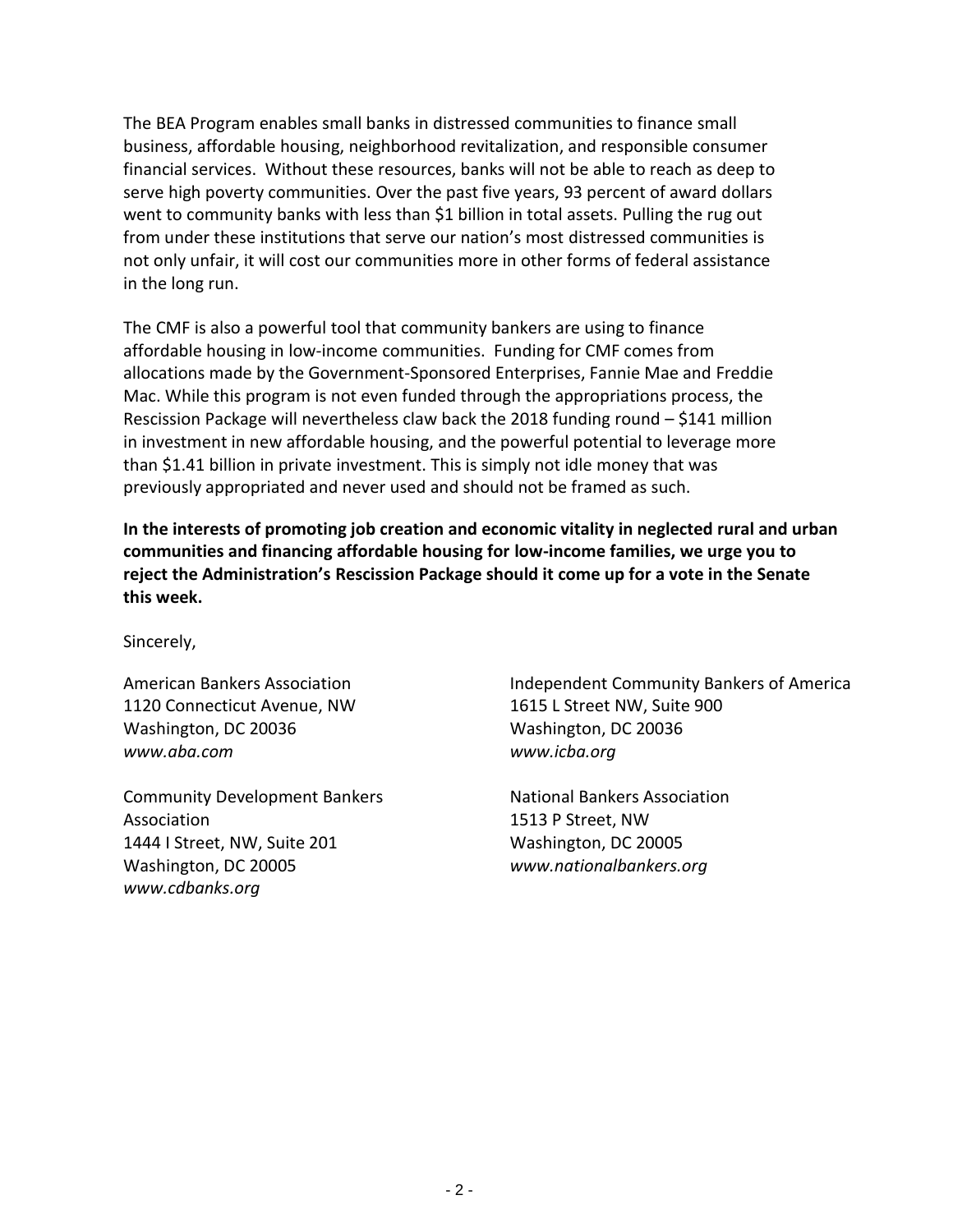The BEA Program enables small banks in distressed communities to finance small business, affordable housing, neighborhood revitalization, and responsible consumer financial services. Without these resources, banks will not be able to reach as deep to serve high poverty communities. Over the past five years, 93 percent of award dollars went to community banks with less than $1 billion in total assets. Pulling the rug out from under these institutions that serve our nation's most distressed communities is not only unfair, it will cost our communities more in other forms of federal assistance in the long run.

The CMF is also a powerful tool that community bankers are using to finance affordable housing in low-income communities. Funding for CMF comes from allocations made by the Government-Sponsored Enterprises, Fannie Mae and Freddie Mac. While this program is not even funded through the appropriations process, the Rescission Package will nevertheless claw back the 2018 funding round – $141 million in investment in new affordable housing, and the powerful potential to leverage more than $1.41 billion in private investment. This is simply not idle money that was previously appropriated and never used and should not be framed as such.

**In the interests of promoting job creation and economic vitality in neglected rural and urban communities and financing affordable housing for low-income families, we urge you to reject the Administration's Rescission Package should it come up for a vote in the Senate this week.**

Sincerely,

American Bankers Association
1120 Connecticut Avenue, NW
Washington, DC 20036
*www.aba.com*

Independent Community Bankers of America
1615 L Street NW, Suite 900
Washington, DC 20036
*www.icba.org*

Community Development Bankers Association
1444 I Street, NW, Suite 201
Washington, DC 20005
*www.cdbanks.org*

National Bankers Association
1513 P Street, NW
Washington, DC 20005
*www.nationalbankers.org*